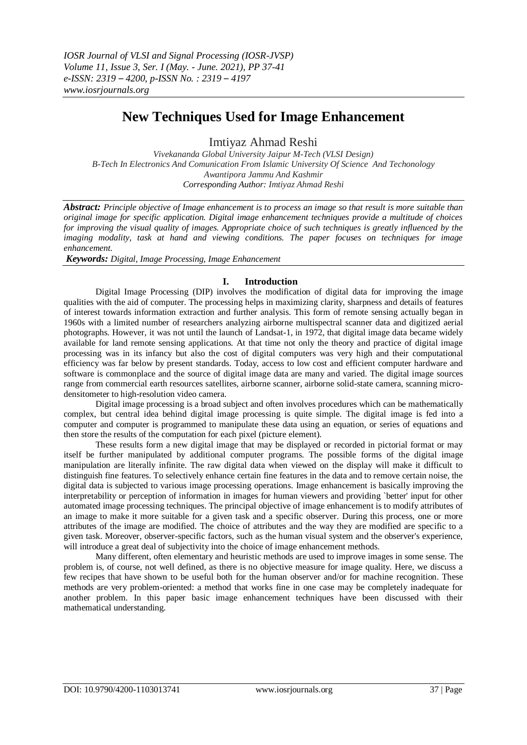# New Techniques Used for Image Enhancement

Imtiyaz Ahmad Reshi

*Vivekananda Global University Jaipur M-Tech (VLSI Design)*
*B-Tech In Electronics And Comunication From Islamic University Of Science And Techonology Awantipora Jammu And Kashmir*
*Corresponding Author: Imtiyaz Ahmad Reshi*

***Abstract:*** *Principle objective of Image enhancement is to process an image so that result is more suitable than original image for specific application. Digital image enhancement techniques provide a multitude of choices for improving the visual quality of images. Appropriate choice of such techniques is greatly influenced by the imaging modality, task at hand and viewing conditions. The paper focuses on techniques for image enhancement.*

***Keywords:*** *Digital, Image Processing, Image Enhancement*

## I. Introduction

Digital Image Processing (DIP) involves the modification of digital data for improving the image qualities with the aid of computer. The processing helps in maximizing clarity, sharpness and details of features of interest towards information extraction and further analysis. This form of remote sensing actually began in 1960s with a limited number of researchers analyzing airborne multispectral scanner data and digitized aerial photographs. However, it was not until the launch of Landsat-1, in 1972, that digital image data became widely available for land remote sensing applications. At that time not only the theory and practice of digital image processing was in its infancy but also the cost of digital computers was very high and their computational efficiency was far below by present standards. Today, access to low cost and efficient computer hardware and software is commonplace and the source of digital image data are many and varied. The digital image sources range from commercial earth resources satellites, airborne scanner, airborne solid-state camera, scanning micro-densitometer to high-resolution video camera.

Digital image processing is a broad subject and often involves procedures which can be mathematically complex, but central idea behind digital image processing is quite simple. The digital image is fed into a computer and computer is programmed to manipulate these data using an equation, or series of equations and then store the results of the computation for each pixel (picture element).

These results form a new digital image that may be displayed or recorded in pictorial format or may itself be further manipulated by additional computer programs. The possible forms of the digital image manipulation are literally infinite. The raw digital data when viewed on the display will make it difficult to distinguish fine features. To selectively enhance certain fine features in the data and to remove certain noise, the digital data is subjected to various image processing operations. Image enhancement is basically improving the interpretability or perception of information in images for human viewers and providing `better' input for other automated image processing techniques. The principal objective of image enhancement is to modify attributes of an image to make it more suitable for a given task and a specific observer. During this process, one or more attributes of the image are modified. The choice of attributes and the way they are modified are specific to a given task. Moreover, observer-specific factors, such as the human visual system and the observer's experience, will introduce a great deal of subjectivity into the choice of image enhancement methods.

Many different, often elementary and heuristic methods are used to improve images in some sense. The problem is, of course, not well defined, as there is no objective measure for image quality. Here, we discuss a few recipes that have shown to be useful both for the human observer and/or for machine recognition. These methods are very problem-oriented: a method that works fine in one case may be completely inadequate for another problem. In this paper basic image enhancement techniques have been discussed with their mathematical understanding.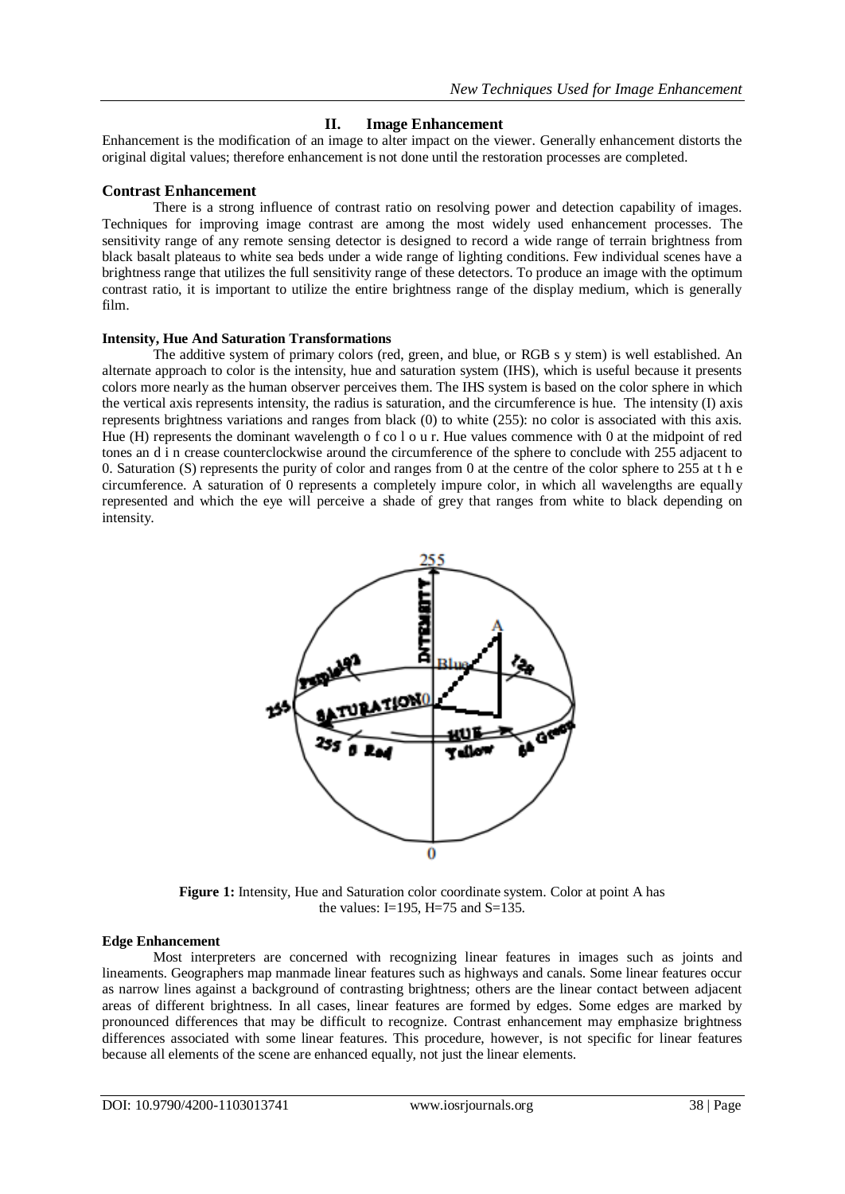## II. Image Enhancement

Enhancement is the modification of an image to alter impact on the viewer. Generally enhancement distorts the original digital values; therefore enhancement is not done until the restoration processes are completed.

### Contrast Enhancement

There is a strong influence of contrast ratio on resolving power and detection capability of images. Techniques for improving image contrast are among the most widely used enhancement processes. The sensitivity range of any remote sensing detector is designed to record a wide range of terrain brightness from black basalt plateaus to white sea beds under a wide range of lighting conditions. Few individual scenes have a brightness range that utilizes the full sensitivity range of these detectors. To produce an image with the optimum contrast ratio, it is important to utilize the entire brightness range of the display medium, which is generally film.

#### Intensity, Hue And Saturation Transformations

The additive system of primary colors (red, green, and blue, or RGB s y stem) is well established. An alternate approach to color is the intensity, hue and saturation system (IHS), which is useful because it presents colors more nearly as the human observer perceives them. The IHS system is based on the color sphere in which the vertical axis represents intensity, the radius is saturation, and the circumference is hue. The intensity (I) axis represents brightness variations and ranges from black (0) to white (255): no color is associated with this axis. Hue (H) represents the dominant wavelength o f co l o u r. Hue values commence with 0 at the midpoint of red tones an d i n crease counterclockwise around the circumference of the sphere to conclude with 255 adjacent to 0. Saturation (S) represents the purity of color and ranges from 0 at the centre of the color sphere to 255 at t h e circumference. A saturation of 0 represents a completely impure color, in which all wavelengths are equally represented and which the eye will perceive a shade of grey that ranges from white to black depending on intensity.

**Figure 1:** Intensity, Hue and Saturation color coordinate system. Color at point A has the values: I=195, H=75 and S=135.

#### Edge Enhancement

Most interpreters are concerned with recognizing linear features in images such as joints and lineaments. Geographers map manmade linear features such as highways and canals. Some linear features occur as narrow lines against a background of contrasting brightness; others are the linear contact between adjacent areas of different brightness. In all cases, linear features are formed by edges. Some edges are marked by pronounced differences that may be difficult to recognize. Contrast enhancement may emphasize brightness differences associated with some linear features. This procedure, however, is not specific for linear features because all elements of the scene are enhanced equally, not just the linear elements.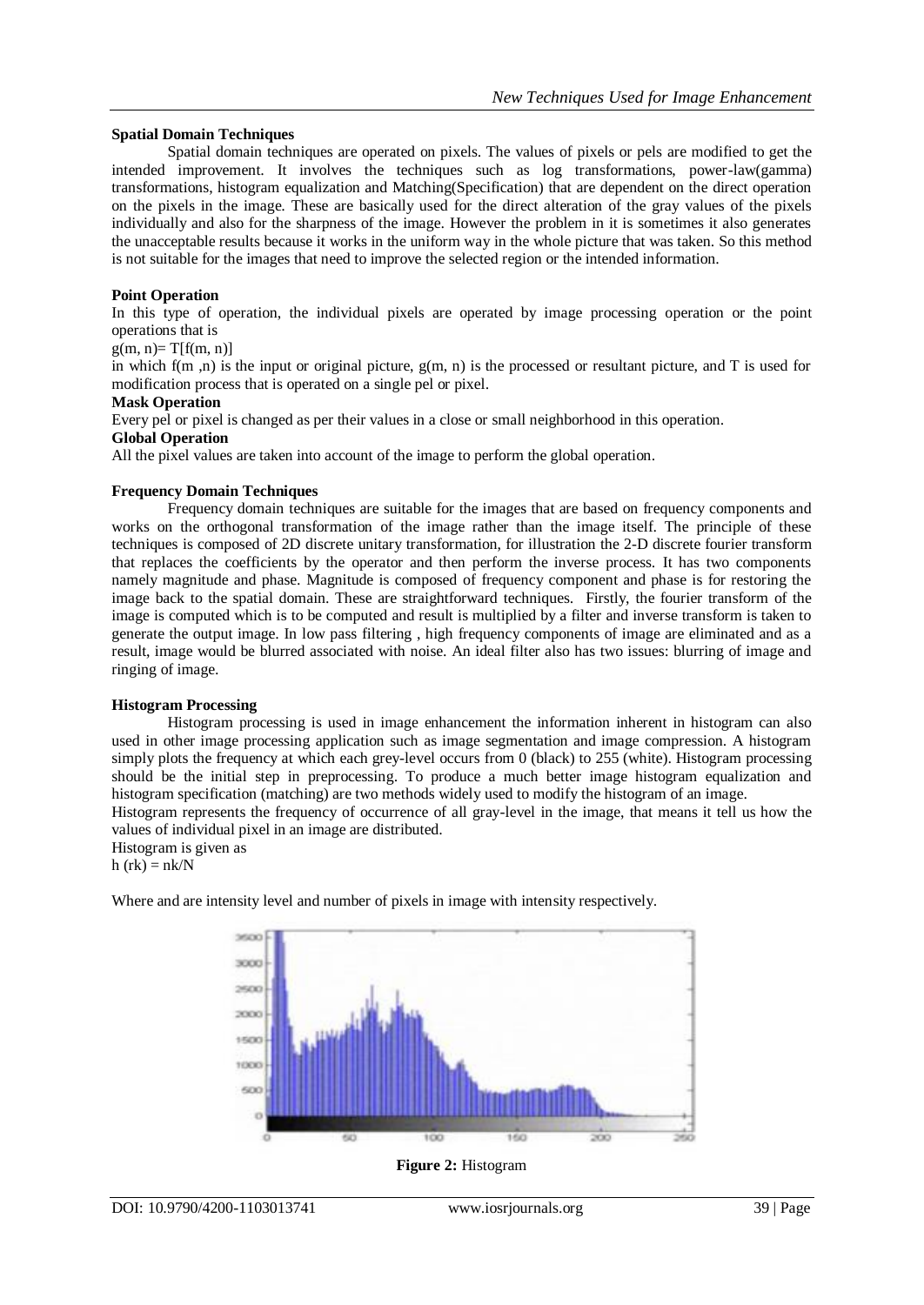### Spatial Domain Techniques

Spatial domain techniques are operated on pixels. The values of pixels or pels are modified to get the intended improvement. It involves the techniques such as log transformations, power-law(gamma) transformations, histogram equalization and Matching(Specification) that are dependent on the direct operation on the pixels in the image. These are basically used for the direct alteration of the gray values of the pixels individually and also for the sharpness of the image. However the problem in it is sometimes it also generates the unacceptable results because it works in the uniform way in the whole picture that was taken. So this method is not suitable for the images that need to improve the selected region or the intended information.

### Point Operation

In this type of operation, the individual pixels are operated by image processing operation or the point operations that is

$g(m, n) = T[f(m, n)]$

in which $f(m, n)$ is the input or original picture, $g(m, n)$ is the processed or resultant picture, and T is used for modification process that is operated on a single pel or pixel.

### Mask Operation

Every pel or pixel is changed as per their values in a close or small neighborhood in this operation.

### Global Operation

All the pixel values are taken into account of the image to perform the global operation.

### Frequency Domain Techniques

Frequency domain techniques are suitable for the images that are based on frequency components and works on the orthogonal transformation of the image rather than the image itself. The principle of these techniques is composed of 2D discrete unitary transformation, for illustration the 2-D discrete fourier transform that replaces the coefficients by the operator and then perform the inverse process. It has two components namely magnitude and phase. Magnitude is composed of frequency component and phase is for restoring the image back to the spatial domain. These are straightforward techniques. Firstly, the fourier transform of the image is computed which is to be computed and result is multiplied by a filter and inverse transform is taken to generate the output image. In low pass filtering , high frequency components of image are eliminated and as a result, image would be blurred associated with noise. An ideal filter also has two issues: blurring of image and ringing of image.

### Histogram Processing

Histogram processing is used in image enhancement the information inherent in histogram can also used in other image processing application such as image segmentation and image compression. A histogram simply plots the frequency at which each grey-level occurs from 0 (black) to 255 (white). Histogram processing should be the initial step in preprocessing. To produce a much better image histogram equalization and histogram specification (matching) are two methods widely used to modify the histogram of an image.

Histogram represents the frequency of occurrence of all gray-level in the image, that means it tell us how the values of individual pixel in an image are distributed.

Histogram is given as

$h(r_k) = n_k/N$

Where and are intensity level and number of pixels in image with intensity respectively.

**Figure 2:** Histogram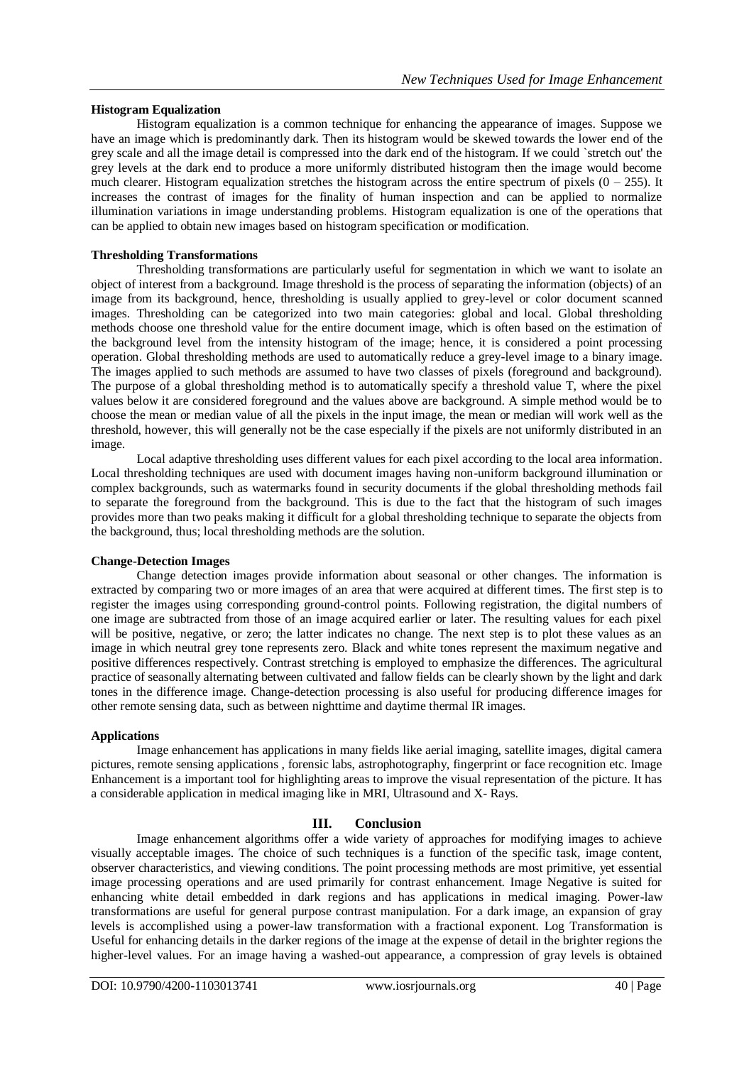**Histogram Equalization**

Histogram equalization is a common technique for enhancing the appearance of images. Suppose we have an image which is predominantly dark. Then its histogram would be skewed towards the lower end of the grey scale and all the image detail is compressed into the dark end of the histogram. If we could `stretch out' the grey levels at the dark end to produce a more uniformly distributed histogram then the image would become much clearer. Histogram equalization stretches the histogram across the entire spectrum of pixels (0 – 255). It increases the contrast of images for the finality of human inspection and can be applied to normalize illumination variations in image understanding problems. Histogram equalization is one of the operations that can be applied to obtain new images based on histogram specification or modification.

**Thresholding Transformations**

Thresholding transformations are particularly useful for segmentation in which we want to isolate an object of interest from a background. Image threshold is the process of separating the information (objects) of an image from its background, hence, thresholding is usually applied to grey-level or color document scanned images. Thresholding can be categorized into two main categories: global and local. Global thresholding methods choose one threshold value for the entire document image, which is often based on the estimation of the background level from the intensity histogram of the image; hence, it is considered a point processing operation. Global thresholding methods are used to automatically reduce a grey-level image to a binary image. The images applied to such methods are assumed to have two classes of pixels (foreground and background). The purpose of a global thresholding method is to automatically specify a threshold value T, where the pixel values below it are considered foreground and the values above are background. A simple method would be to choose the mean or median value of all the pixels in the input image, the mean or median will work well as the threshold, however, this will generally not be the case especially if the pixels are not uniformly distributed in an image.

Local adaptive thresholding uses different values for each pixel according to the local area information. Local thresholding techniques are used with document images having non-uniform background illumination or complex backgrounds, such as watermarks found in security documents if the global thresholding methods fail to separate the foreground from the background. This is due to the fact that the histogram of such images provides more than two peaks making it difficult for a global thresholding technique to separate the objects from the background, thus; local thresholding methods are the solution.

**Change-Detection Images**

Change detection images provide information about seasonal or other changes. The information is extracted by comparing two or more images of an area that were acquired at different times. The first step is to register the images using corresponding ground-control points. Following registration, the digital numbers of one image are subtracted from those of an image acquired earlier or later. The resulting values for each pixel will be positive, negative, or zero; the latter indicates no change. The next step is to plot these values as an image in which neutral grey tone represents zero. Black and white tones represent the maximum negative and positive differences respectively. Contrast stretching is employed to emphasize the differences. The agricultural practice of seasonally alternating between cultivated and fallow fields can be clearly shown by the light and dark tones in the difference image. Change-detection processing is also useful for producing difference images for other remote sensing data, such as between nighttime and daytime thermal IR images.

**Applications**

Image enhancement has applications in many fields like aerial imaging, satellite images, digital camera pictures, remote sensing applications , forensic labs, astrophotography, fingerprint or face recognition etc. Image Enhancement is a important tool for highlighting areas to improve the visual representation of the picture. It has a considerable application in medical imaging like in MRI, Ultrasound and X- Rays.

## III. Conclusion

Image enhancement algorithms offer a wide variety of approaches for modifying images to achieve visually acceptable images. The choice of such techniques is a function of the specific task, image content, observer characteristics, and viewing conditions. The point processing methods are most primitive, yet essential image processing operations and are used primarily for contrast enhancement. Image Negative is suited for enhancing white detail embedded in dark regions and has applications in medical imaging. Power-law transformations are useful for general purpose contrast manipulation. For a dark image, an expansion of gray levels is accomplished using a power-law transformation with a fractional exponent. Log Transformation is Useful for enhancing details in the darker regions of the image at the expense of detail in the brighter regions the higher-level values. For an image having a washed-out appearance, a compression of gray levels is obtained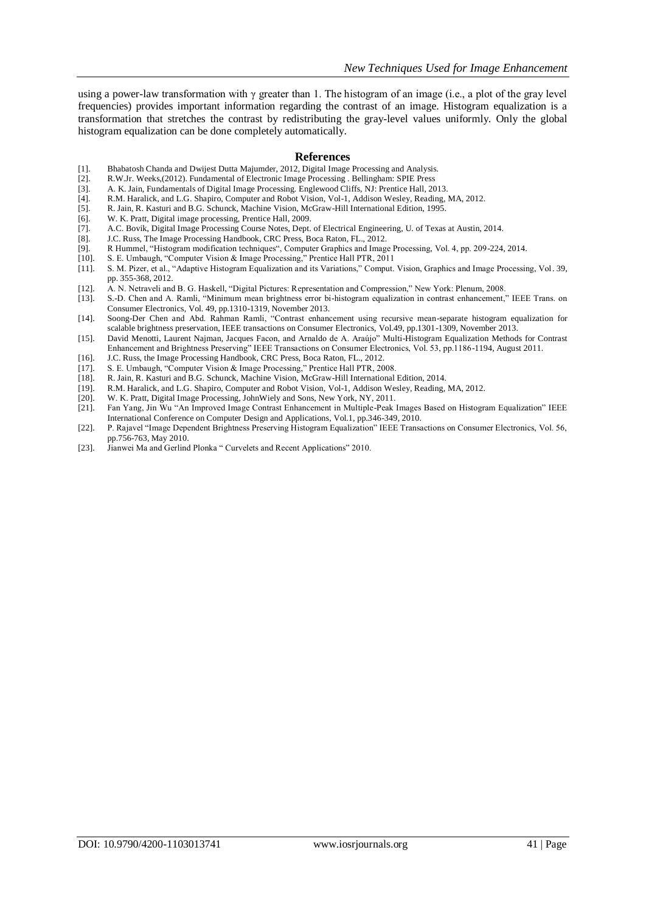using a power-law transformation with $\gamma$ greater than 1. The histogram of an image (i.e., a plot of the gray level frequencies) provides important information regarding the contrast of an image. Histogram equalization is a transformation that stretches the contrast by redistributing the gray-level values uniformly. Only the global histogram equalization can be done completely automatically.

## References

[1]. Bhabatosh Chanda and Dwijest Dutta Majumder, 2012, Digital Image Processing and Analysis.

[2]. R.W.Jr. Weeks,(2012). Fundamental of Electronic Image Processing . Bellingham: SPIE Press

[3]. A. K. Jain, Fundamentals of Digital Image Processing. Englewood Cliffs, NJ: Prentice Hall, 2013.

[4]. R.M. Haralick, and L.G. Shapiro, Computer and Robot Vision, Vol-1, Addison Wesley, Reading, MA, 2012.

[5]. R. Jain, R. Kasturi and B.G. Schunck, Machine Vision, McGraw-Hill International Edition, 1995.

[6]. W. K. Pratt, Digital image processing, Prentice Hall, 2009.

[7]. A.C. Bovik, Digital Image Processing Course Notes, Dept. of Electrical Engineering, U. of Texas at Austin, 2014.

[8]. J.C. Russ, The Image Processing Handbook, CRC Press, Boca Raton, FL., 2012.

[9]. R Hummel, "Histogram modification techniques", Computer Graphics and Image Processing, Vol. 4, pp. 209-224, 2014.

[10]. S. E. Umbaugh, "Computer Vision & Image Processing," Prentice Hall PTR, 2011

[11]. S. M. Pizer, et al., "Adaptive Histogram Equalization and its Variations," Comput. Vision, Graphics and Image Processing, Vol. 39, pp. 355-368, 2012.

[12]. A. N. Netraveli and B. G. Haskell, "Digital Pictures: Representation and Compression," New York: Plenum, 2008.

[13]. S.-D. Chen and A. Ramli, "Minimum mean brightness error bi-histogram equalization in contrast enhancement," IEEE Trans. on Consumer Electronics, Vol. 49, pp.1310-1319, November 2013.

[14]. Soong-Der Chen and Abd. Rahman Ramli, "Contrast enhancement using recursive mean-separate histogram equalization for scalable brightness preservation, IEEE transactions on Consumer Electronics, Vol.49, pp.1301-1309, November 2013.

[15]. David Menotti, Laurent Najman, Jacques Facon, and Arnaldo de A. Araújo" Multi-Histogram Equalization Methods for Contrast Enhancement and Brightness Preserving" IEEE Transactions on Consumer Electronics, Vol. 53, pp.1186-1194, August 2011.

[16]. J.C. Russ, the Image Processing Handbook, CRC Press, Boca Raton, FL., 2012.

[17]. S. E. Umbaugh, "Computer Vision & Image Processing," Prentice Hall PTR, 2008.

[18]. R. Jain, R. Kasturi and B.G. Schunck, Machine Vision, McGraw-Hill International Edition, 2014.

[19]. R.M. Haralick, and L.G. Shapiro, Computer and Robot Vision, Vol-1, Addison Wesley, Reading, MA, 2012.

[20]. W. K. Pratt, Digital Image Processing, JohnWiely and Sons, New York, NY, 2011.

[21]. Fan Yang, Jin Wu "An Improved Image Contrast Enhancement in Multiple-Peak Images Based on Histogram Equalization" IEEE International Conference on Computer Design and Applications, Vol.1, pp.346-349, 2010.

[22]. P. Rajavel "Image Dependent Brightness Preserving Histogram Equalization" IEEE Transactions on Consumer Electronics, Vol. 56, pp.756-763, May 2010.

[23]. Jianwei Ma and Gerlind Plonka " Curvelets and Recent Applications" 2010.